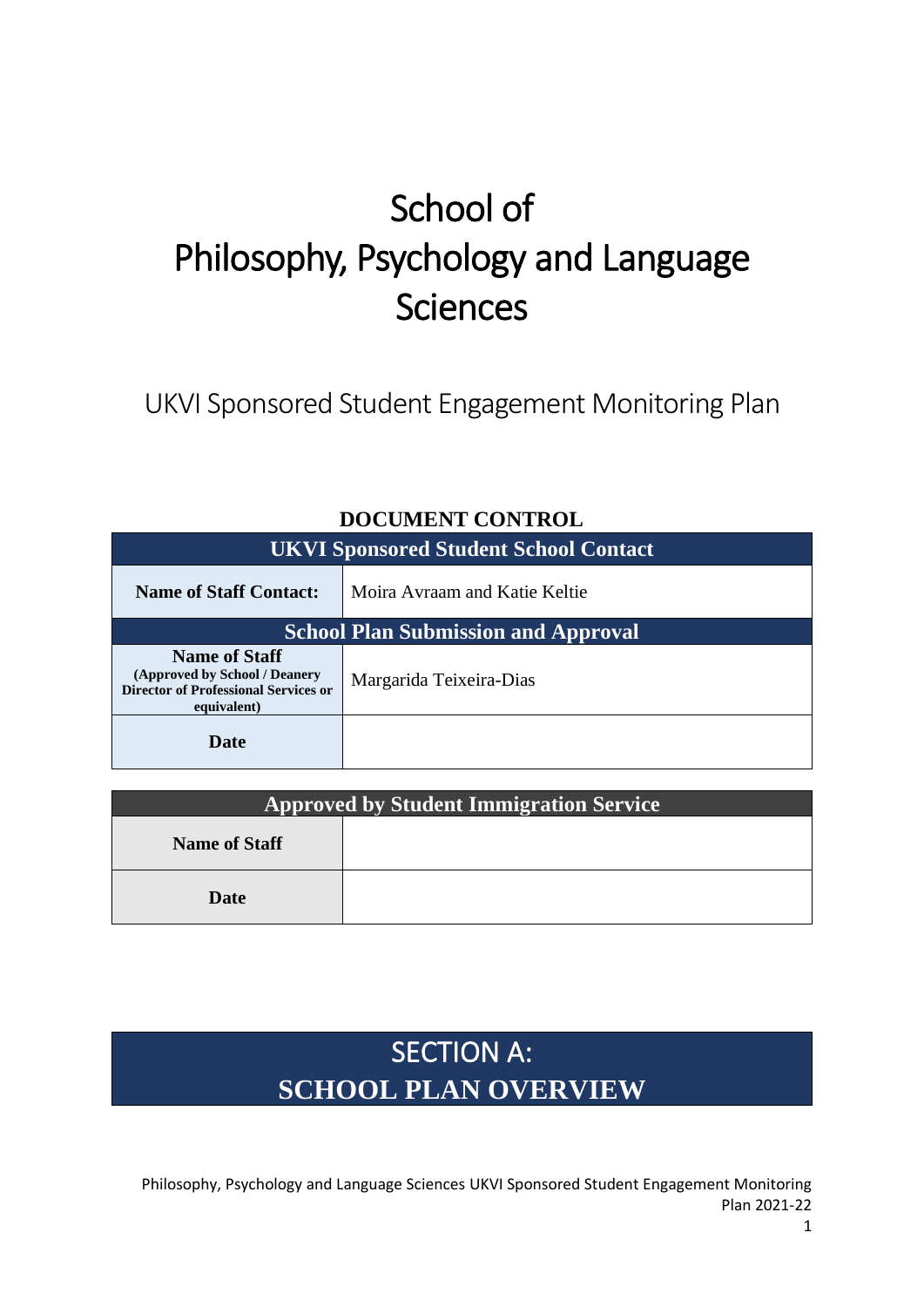# School of Philosophy, Psychology and Language Sciences

## UKVI Sponsored Student Engagement Monitoring Plan

**DOCUMENT CONTROL**

| **UKVI Sponsored Student School Contact** | |
|---|---|
| **Name of Staff Contact:** | Moira Avraam and Katie Keltie |
| **School Plan Submission and Approval** | |
| **Name of Staff** **(Approved by School / Deanery Director of Professional Services or equivalent)** | Margarida Teixeira-Dias |
| **Date** | |

| **Approved by Student Immigration Service** | |
|---|---|
| **Name of Staff** | |
| **Date** | |

# SECTION A: SCHOOL PLAN OVERVIEW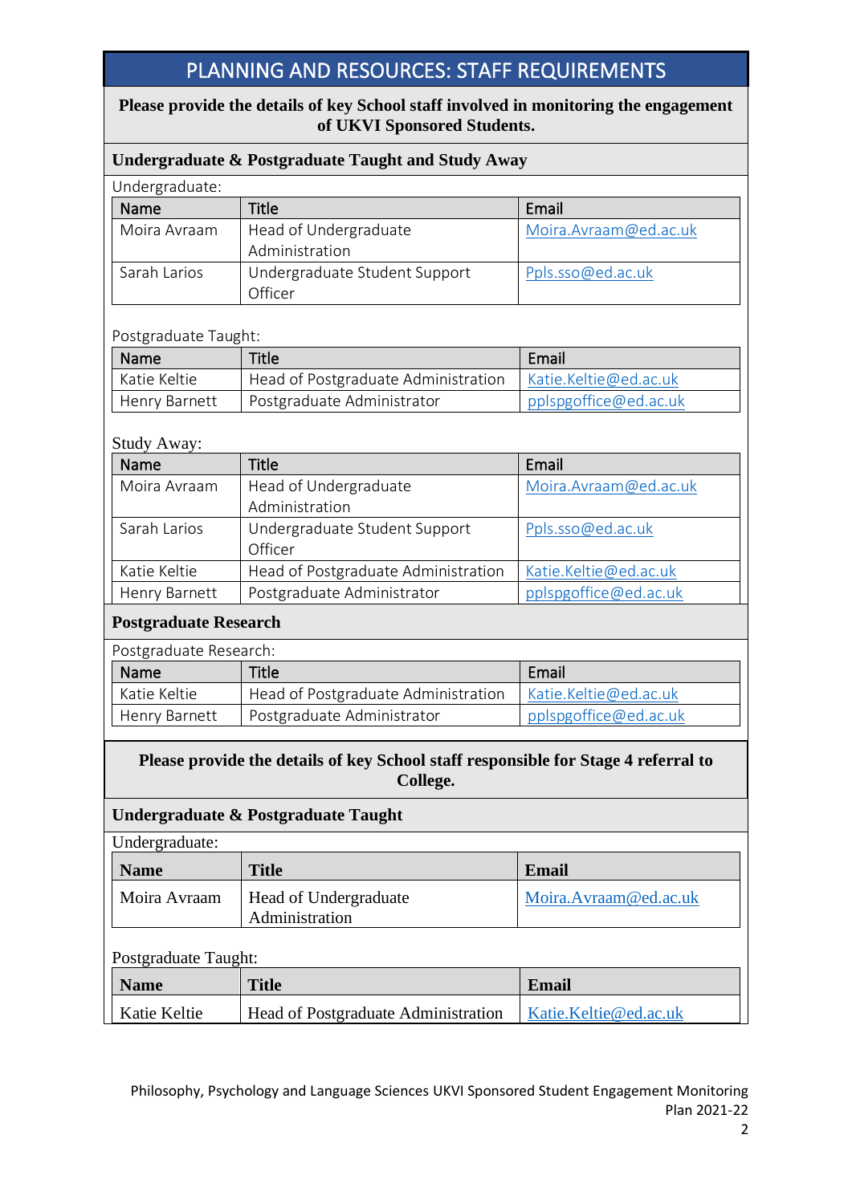## PLANNING AND RESOURCES: STAFF REQUIREMENTS

**Please provide the details of key School staff involved in monitoring the engagement of UKVI Sponsored Students.**

### Undergraduate & Postgraduate Taught and Study Away

Undergraduate:

| Name | Title | Email |
|---|---|---|
| Moira Avraam | Head of Undergraduate Administration | Moira.Avraam@ed.ac.uk |
| Sarah Larios | Undergraduate Student Support Officer | Ppls.sso@ed.ac.uk |

Postgraduate Taught:

| Name | Title | Email |
|---|---|---|
| Katie Keltie | Head of Postgraduate Administration | Katie.Keltie@ed.ac.uk |
| Henry Barnett | Postgraduate Administrator | pplspgoffice@ed.ac.uk |

Study Away:

| Name | Title | Email |
|---|---|---|
| Moira Avraam | Head of Undergraduate Administration | Moira.Avraam@ed.ac.uk |
| Sarah Larios | Undergraduate Student Support Officer | Ppls.sso@ed.ac.uk |
| Katie Keltie | Head of Postgraduate Administration | Katie.Keltie@ed.ac.uk |
| Henry Barnett | Postgraduate Administrator | pplspgoffice@ed.ac.uk |

### Postgraduate Research

Postgraduate Research:

| Name | Title | Email |
|---|---|---|
| Katie Keltie | Head of Postgraduate Administration | Katie.Keltie@ed.ac.uk |
| Henry Barnett | Postgraduate Administrator | pplspgoffice@ed.ac.uk |

**Please provide the details of key School staff responsible for Stage 4 referral to College.**

### Undergraduate & Postgraduate Taught

Undergraduate:

| Name | Title | Email |
|---|---|---|
| Moira Avraam | Head of Undergraduate Administration | Moira.Avraam@ed.ac.uk |

Postgraduate Taught:

| Name | Title | Email |
|---|---|---|
| Katie Keltie | Head of Postgraduate Administration | Katie.Keltie@ed.ac.uk |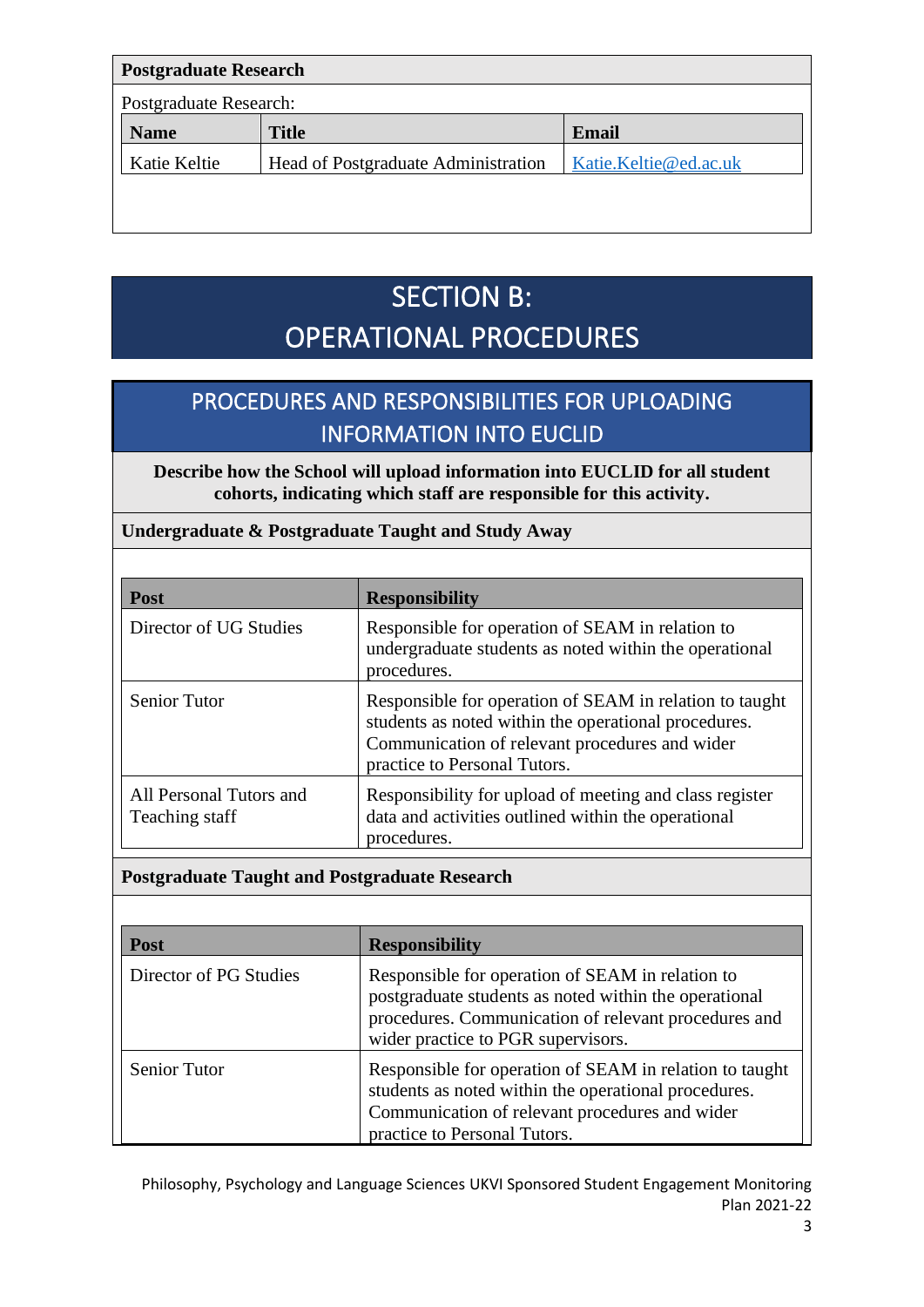**Postgraduate Research**

Postgraduate Research:

| Name | Title | Email |
|---|---|---|
| Katie Keltie | Head of Postgraduate Administration | Katie.Keltie@ed.ac.uk |

# SECTION B: OPERATIONAL PROCEDURES

## PROCEDURES AND RESPONSIBILITIES FOR UPLOADING INFORMATION INTO EUCLID

**Describe how the School will upload information into EUCLID for all student cohorts, indicating which staff are responsible for this activity.**

**Undergraduate & Postgraduate Taught and Study Away**

| Post | Responsibility |
|---|---|
| Director of UG Studies | Responsible for operation of SEAM in relation to undergraduate students as noted within the operational procedures. |
| Senior Tutor | Responsible for operation of SEAM in relation to taught students as noted within the operational procedures. Communication of relevant procedures and wider practice to Personal Tutors. |
| All Personal Tutors and Teaching staff | Responsibility for upload of meeting and class register data and activities outlined within the operational procedures. |

**Postgraduate Taught and Postgraduate Research**

| Post | Responsibility |
|---|---|
| Director of PG Studies | Responsible for operation of SEAM in relation to postgraduate students as noted within the operational procedures. Communication of relevant procedures and wider practice to PGR supervisors. |
| Senior Tutor | Responsible for operation of SEAM in relation to taught students as noted within the operational procedures. Communication of relevant procedures and wider practice to Personal Tutors. |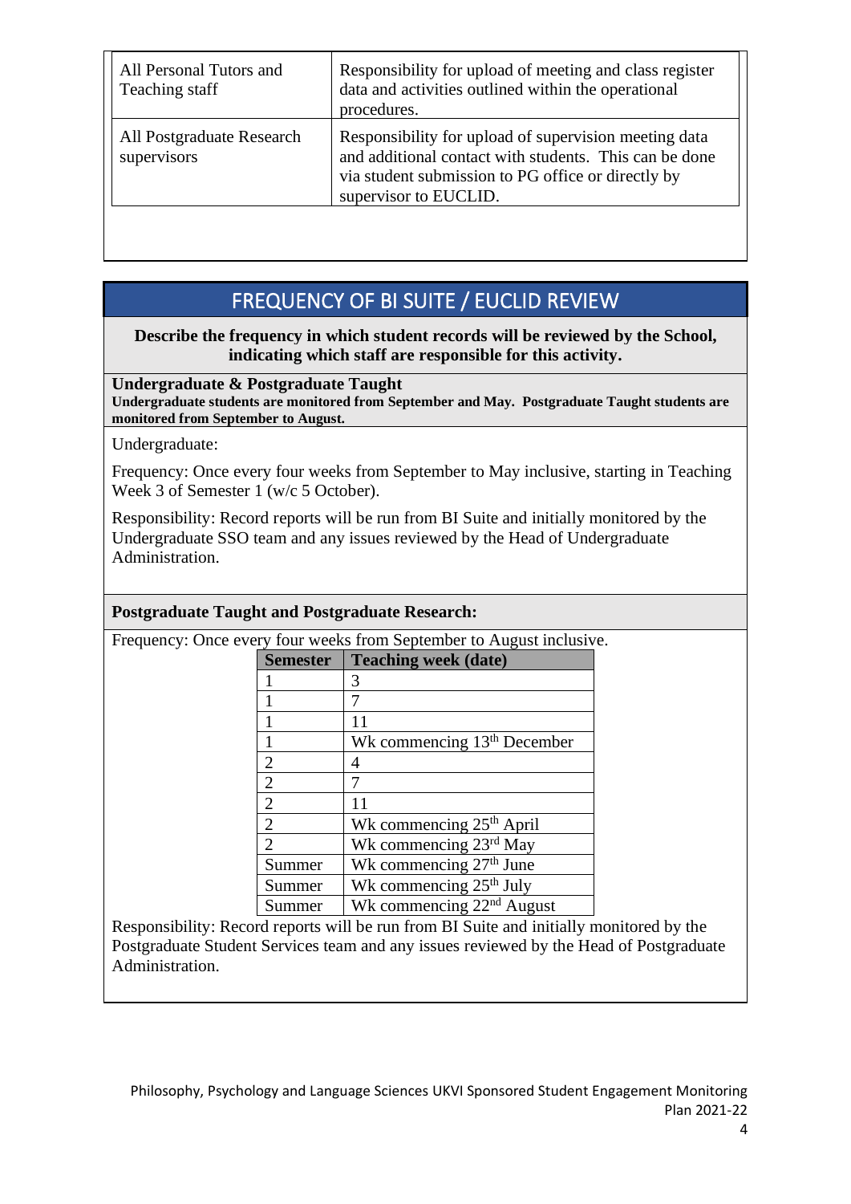| All Personal Tutors and Teaching staff | Responsibility for upload of meeting and class register data and activities outlined within the operational procedures. |
|---|---|
| All Postgraduate Research supervisors | Responsibility for upload of supervision meeting data and additional contact with students. This can be done via student submission to PG office or directly by supervisor to EUCLID. |

## FREQUENCY OF BI SUITE / EUCLID REVIEW

**Describe the frequency in which student records will be reviewed by the School, indicating which staff are responsible for this activity.**

**Undergraduate & Postgraduate Taught**

**Undergraduate students are monitored from September and May. Postgraduate Taught students are monitored from September to August.**

Undergraduate:

Frequency: Once every four weeks from September to May inclusive, starting in Teaching Week 3 of Semester 1 (w/c 5 October).

Responsibility: Record reports will be run from BI Suite and initially monitored by the Undergraduate SSO team and any issues reviewed by the Head of Undergraduate Administration.

**Postgraduate Taught and Postgraduate Research:**

Frequency: Once every four weeks from September to August inclusive.

| Semester | Teaching week (date) |
|---|---|
| 1 | 3 |
| 1 | 7 |
| 1 | 11 |
| 1 | Wk commencing 13th December |
| 2 | 4 |
| 2 | 7 |
| 2 | 11 |
| 2 | Wk commencing 25th April |
| 2 | Wk commencing 23rd May |
| Summer | Wk commencing 27th June |
| Summer | Wk commencing 25th July |
| Summer | Wk commencing 22nd August |

Responsibility: Record reports will be run from BI Suite and initially monitored by the Postgraduate Student Services team and any issues reviewed by the Head of Postgraduate Administration.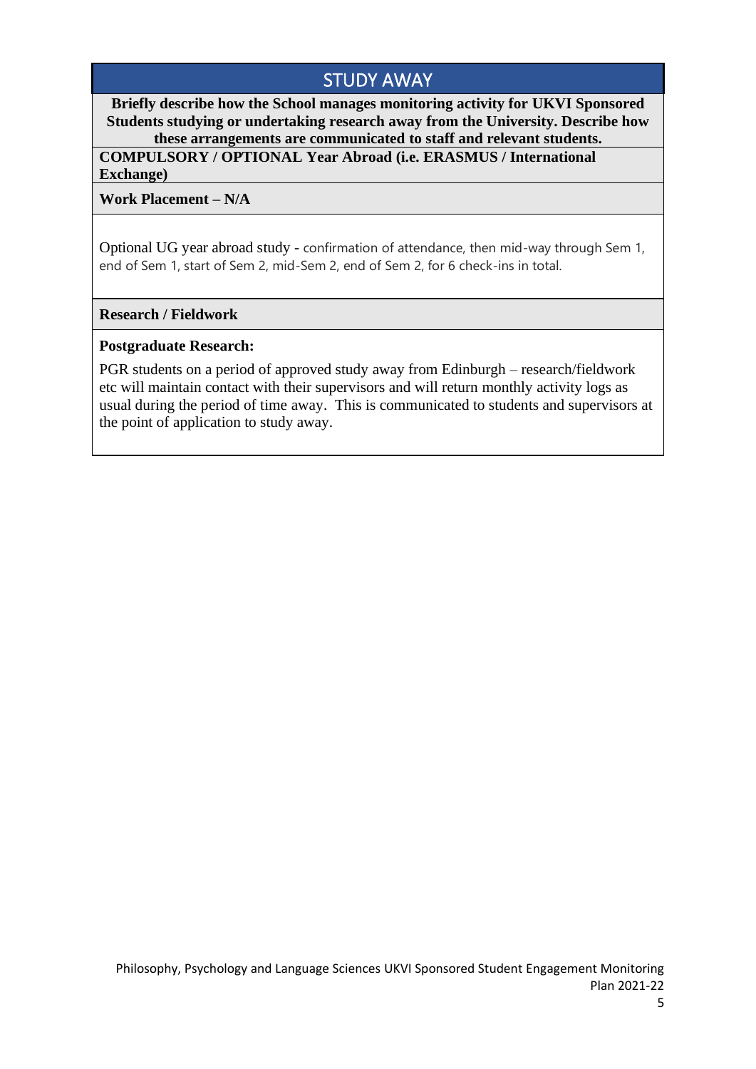## STUDY AWAY

**Briefly describe how the School manages monitoring activity for UKVI Sponsored Students studying or undertaking research away from the University. Describe how these arrangements are communicated to staff and relevant students.**

**COMPULSORY / OPTIONAL Year Abroad (i.e. ERASMUS / International Exchange)**

**Work Placement – N/A**

Optional UG year abroad study - confirmation of attendance, then mid-way through Sem 1, end of Sem 1, start of Sem 2, mid-Sem 2, end of Sem 2, for 6 check-ins in total.

**Research / Fieldwork**

**Postgraduate Research:**

PGR students on a period of approved study away from Edinburgh – research/fieldwork etc will maintain contact with their supervisors and will return monthly activity logs as usual during the period of time away. This is communicated to students and supervisors at the point of application to study away.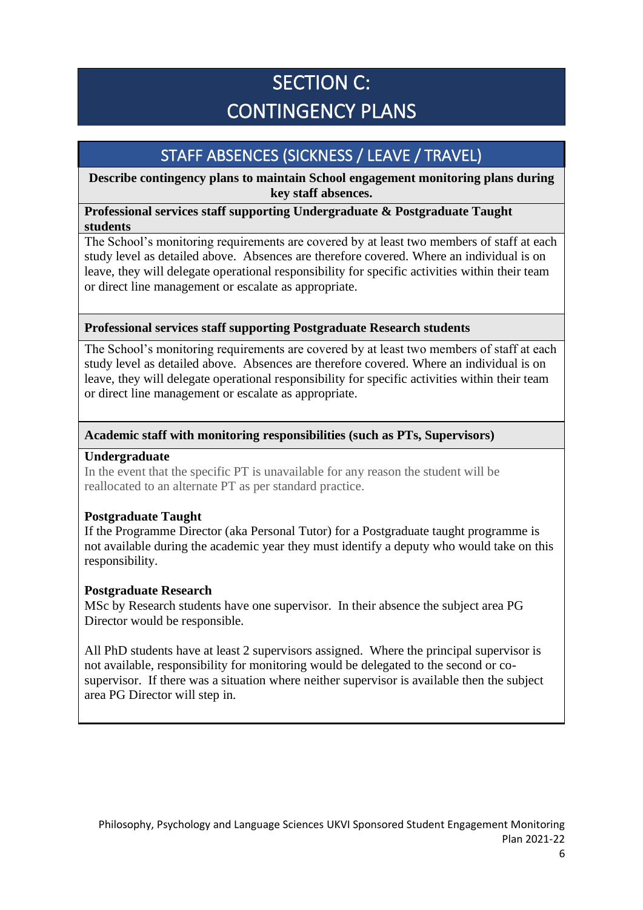# SECTION C: CONTINGENCY PLANS

## STAFF ABSENCES (SICKNESS / LEAVE / TRAVEL)

**Describe contingency plans to maintain School engagement monitoring plans during key staff absences.**

**Professional services staff supporting Undergraduate & Postgraduate Taught students**

The School's monitoring requirements are covered by at least two members of staff at each study level as detailed above. Absences are therefore covered. Where an individual is on leave, they will delegate operational responsibility for specific activities within their team or direct line management or escalate as appropriate.

**Professional services staff supporting Postgraduate Research students**

The School's monitoring requirements are covered by at least two members of staff at each study level as detailed above. Absences are therefore covered. Where an individual is on leave, they will delegate operational responsibility for specific activities within their team or direct line management or escalate as appropriate.

**Academic staff with monitoring responsibilities (such as PTs, Supervisors)**

**Undergraduate**

In the event that the specific PT is unavailable for any reason the student will be reallocated to an alternate PT as per standard practice.

**Postgraduate Taught**

If the Programme Director (aka Personal Tutor) for a Postgraduate taught programme is not available during the academic year they must identify a deputy who would take on this responsibility.

**Postgraduate Research**

MSc by Research students have one supervisor. In their absence the subject area PG Director would be responsible.

All PhD students have at least 2 supervisors assigned. Where the principal supervisor is not available, responsibility for monitoring would be delegated to the second or co-supervisor. If there was a situation where neither supervisor is available then the subject area PG Director will step in.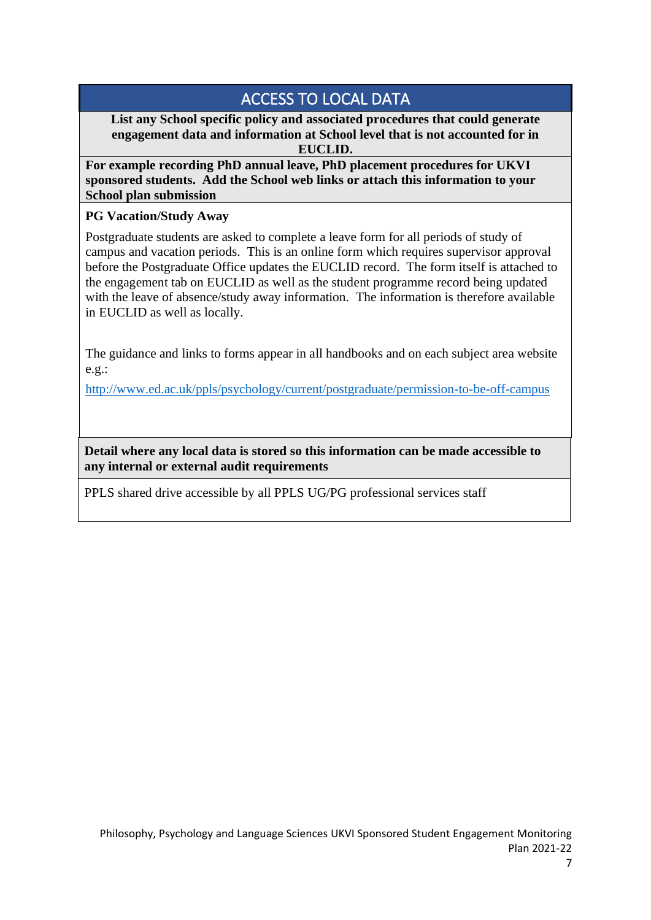## ACCESS TO LOCAL DATA

**List any School specific policy and associated procedures that could generate engagement data and information at School level that is not accounted for in EUCLID.**

**For example recording PhD annual leave, PhD placement procedures for UKVI sponsored students. Add the School web links or attach this information to your School plan submission**

**PG Vacation/Study Away**

Postgraduate students are asked to complete a leave form for all periods of study of campus and vacation periods. This is an online form which requires supervisor approval before the Postgraduate Office updates the EUCLID record. The form itself is attached to the engagement tab on EUCLID as well as the student programme record being updated with the leave of absence/study away information. The information is therefore available in EUCLID as well as locally.

The guidance and links to forms appear in all handbooks and on each subject area website e.g.:

http://www.ed.ac.uk/ppls/psychology/current/postgraduate/permission-to-be-off-campus

**Detail where any local data is stored so this information can be made accessible to any internal or external audit requirements**

PPLS shared drive accessible by all PPLS UG/PG professional services staff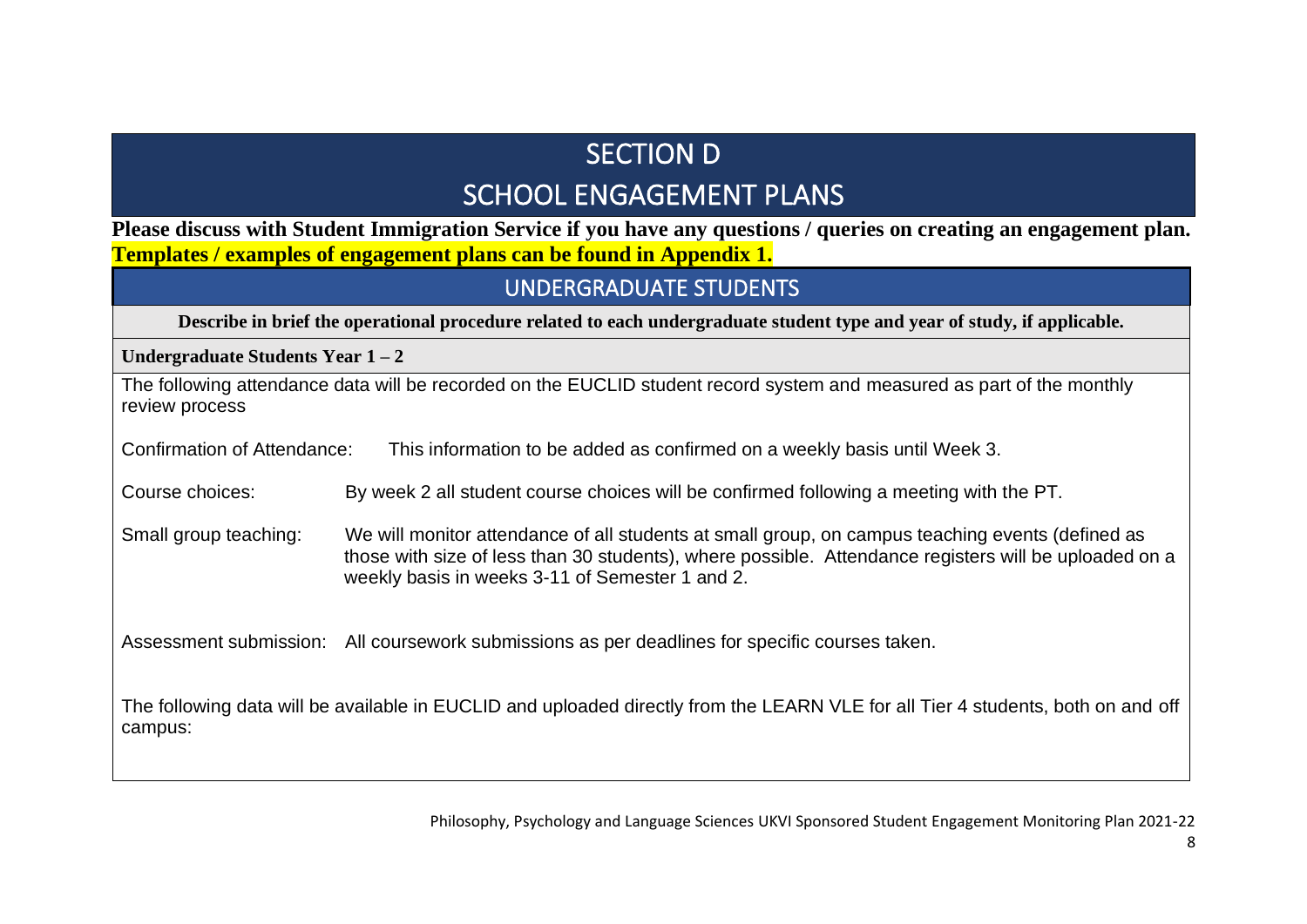# SECTION D

# SCHOOL ENGAGEMENT PLANS

**Please discuss with Student Immigration Service if you have any questions / queries on creating an engagement plan.**
**Templates / examples of engagement plans can be found in Appendix 1.**

## UNDERGRADUATE STUDENTS

**Describe in brief the operational procedure related to each undergraduate student type and year of study, if applicable.**

**Undergraduate Students Year 1 – 2**

The following attendance data will be recorded on the EUCLID student record system and measured as part of the monthly review process

Confirmation of Attendance: This information to be added as confirmed on a weekly basis until Week 3.

Course choices: By week 2 all student course choices will be confirmed following a meeting with the PT.

Small group teaching: We will monitor attendance of all students at small group, on campus teaching events (defined as those with size of less than 30 students), where possible. Attendance registers will be uploaded on a weekly basis in weeks 3-11 of Semester 1 and 2.

Assessment submission: All coursework submissions as per deadlines for specific courses taken.

The following data will be available in EUCLID and uploaded directly from the LEARN VLE for all Tier 4 students, both on and off campus: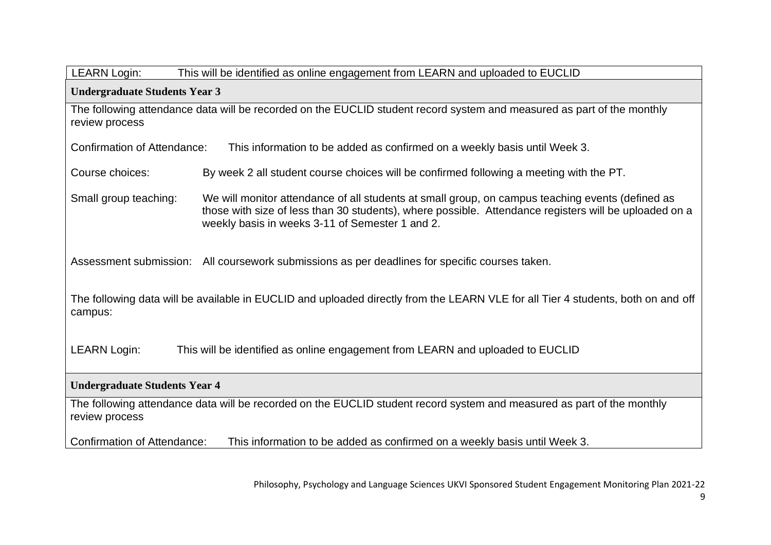LEARN Login: This will be identified as online engagement from LEARN and uploaded to EUCLID

**Undergraduate Students Year 3**

The following attendance data will be recorded on the EUCLID student record system and measured as part of the monthly review process

Confirmation of Attendance: This information to be added as confirmed on a weekly basis until Week 3.

Course choices: By week 2 all student course choices will be confirmed following a meeting with the PT.

Small group teaching: We will monitor attendance of all students at small group, on campus teaching events (defined as those with size of less than 30 students), where possible. Attendance registers will be uploaded on a weekly basis in weeks 3-11 of Semester 1 and 2.

Assessment submission: All coursework submissions as per deadlines for specific courses taken.

The following data will be available in EUCLID and uploaded directly from the LEARN VLE for all Tier 4 students, both on and off campus:

LEARN Login: This will be identified as online engagement from LEARN and uploaded to EUCLID

**Undergraduate Students Year 4**

The following attendance data will be recorded on the EUCLID student record system and measured as part of the monthly review process

Confirmation of Attendance: This information to be added as confirmed on a weekly basis until Week 3.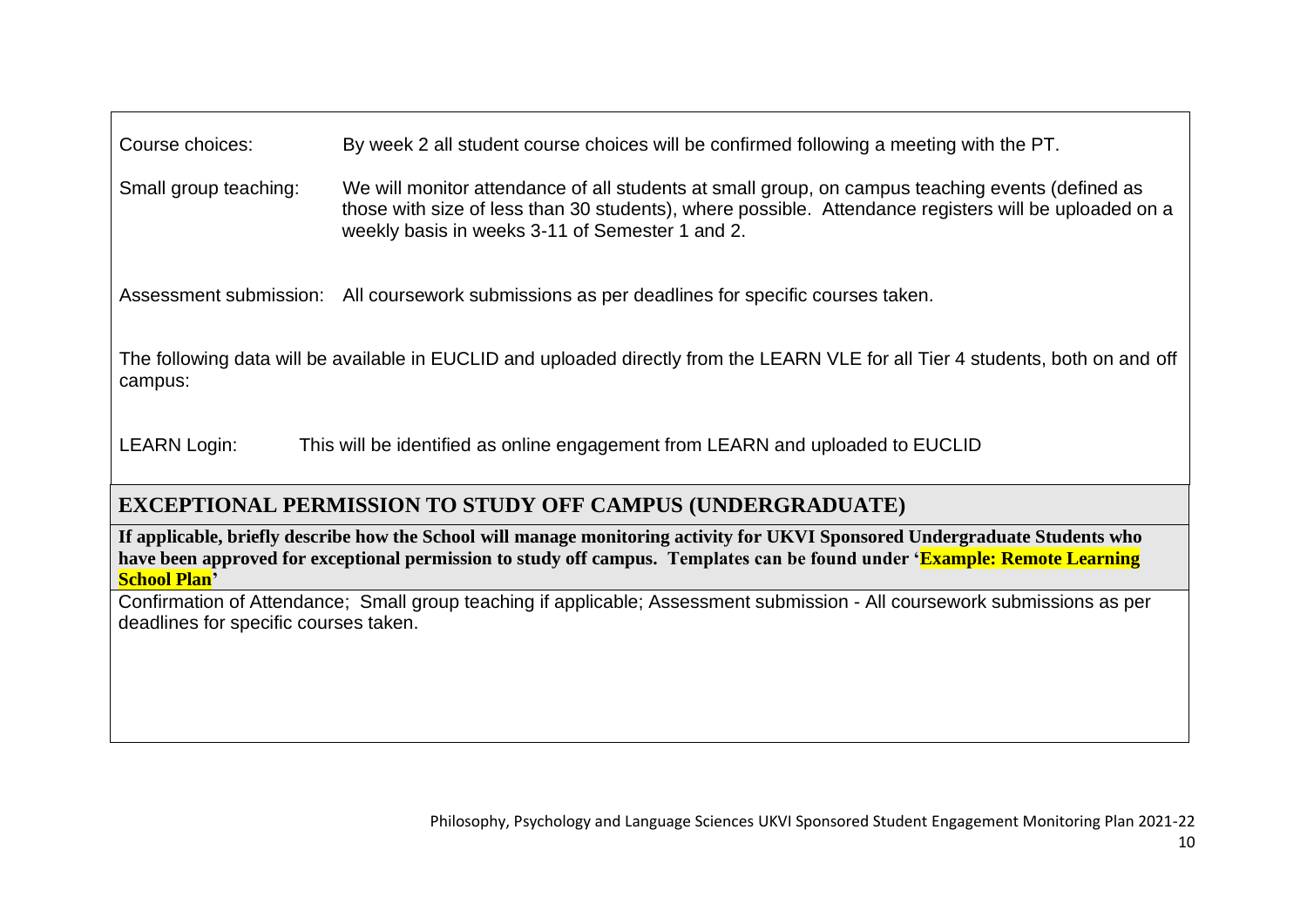| | |
|---|---|
| Course choices: | By week 2 all student course choices will be confirmed following a meeting with the PT. |
| Small group teaching: | We will monitor attendance of all students at small group, on campus teaching events (defined as those with size of less than 30 students), where possible. Attendance registers will be uploaded on a weekly basis in weeks 3-11 of Semester 1 and 2. |
| Assessment submission: | All coursework submissions as per deadlines for specific courses taken. |

The following data will be available in EUCLID and uploaded directly from the LEARN VLE for all Tier 4 students, both on and off campus:

| | |
|---|---|
| LEARN Login: | This will be identified as online engagement from LEARN and uploaded to EUCLID |

## EXCEPTIONAL PERMISSION TO STUDY OFF CAMPUS (UNDERGRADUATE)

**If applicable, briefly describe how the School will manage monitoring activity for UKVI Sponsored Undergraduate Students who have been approved for exceptional permission to study off campus. Templates can be found under 'Example: Remote Learning School Plan'**

Confirmation of Attendance; Small group teaching if applicable; Assessment submission - All coursework submissions as per deadlines for specific courses taken.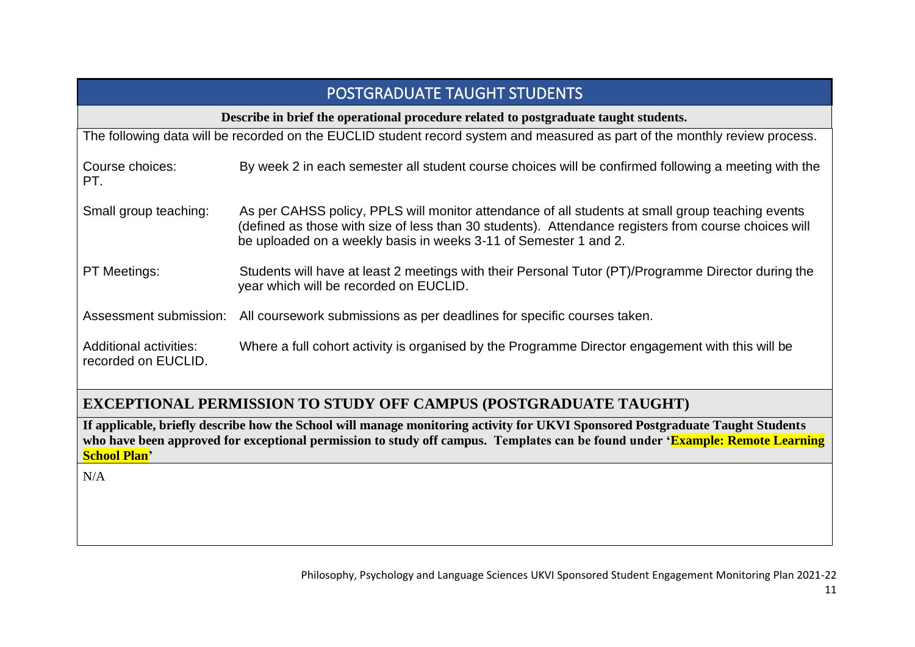## POSTGRADUATE TAUGHT STUDENTS

**Describe in brief the operational procedure related to postgraduate taught students.**

The following data will be recorded on the EUCLID student record system and measured as part of the monthly review process.

| | |
|---|---|
| Course choices: | By week 2 in each semester all student course choices will be confirmed following a meeting with the PT. |
| Small group teaching: | As per CAHSS policy, PPLS will monitor attendance of all students at small group teaching events (defined as those with size of less than 30 students). Attendance registers from course choices will be uploaded on a weekly basis in weeks 3-11 of Semester 1 and 2. |
| PT Meetings: | Students will have at least 2 meetings with their Personal Tutor (PT)/Programme Director during the year which will be recorded on EUCLID. |
| Assessment submission: | All coursework submissions as per deadlines for specific courses taken. |
| Additional activities: | Where a full cohort activity is organised by the Programme Director engagement with this will be recorded on EUCLID. |

## EXCEPTIONAL PERMISSION TO STUDY OFF CAMPUS (POSTGRADUATE TAUGHT)

**If applicable, briefly describe how the School will manage monitoring activity for UKVI Sponsored Postgraduate Taught Students who have been approved for exceptional permission to study off campus. Templates can be found under 'Example: Remote Learning School Plan'**

N/A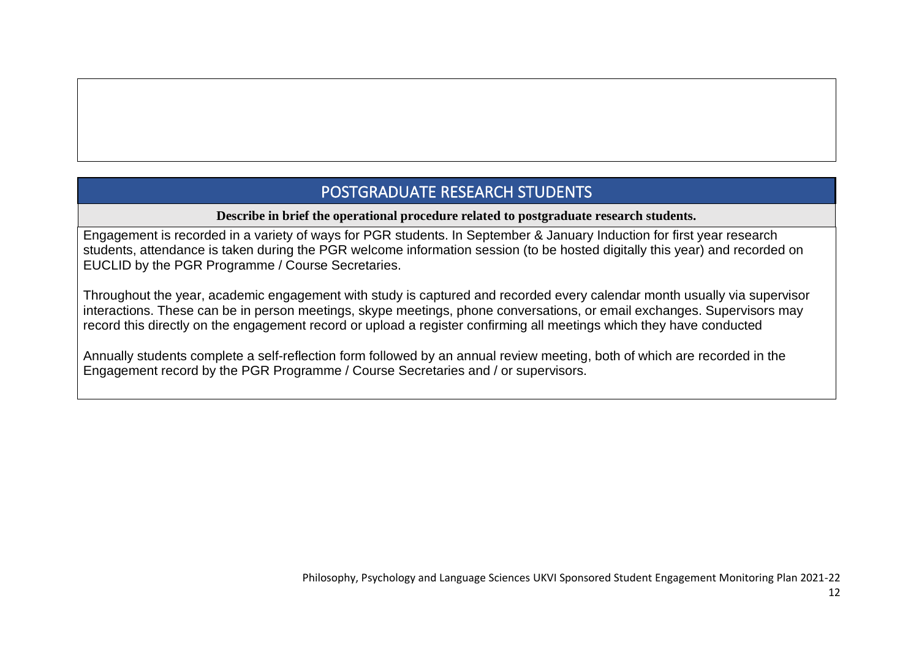## POSTGRADUATE RESEARCH STUDENTS

**Describe in brief the operational procedure related to postgraduate research students.**

Engagement is recorded in a variety of ways for PGR students. In September & January Induction for first year research students, attendance is taken during the PGR welcome information session (to be hosted digitally this year) and recorded on EUCLID by the PGR Programme / Course Secretaries.

Throughout the year, academic engagement with study is captured and recorded every calendar month usually via supervisor interactions. These can be in person meetings, skype meetings, phone conversations, or email exchanges. Supervisors may record this directly on the engagement record or upload a register confirming all meetings which they have conducted

Annually students complete a self-reflection form followed by an annual review meeting, both of which are recorded in the Engagement record by the PGR Programme / Course Secretaries and / or supervisors.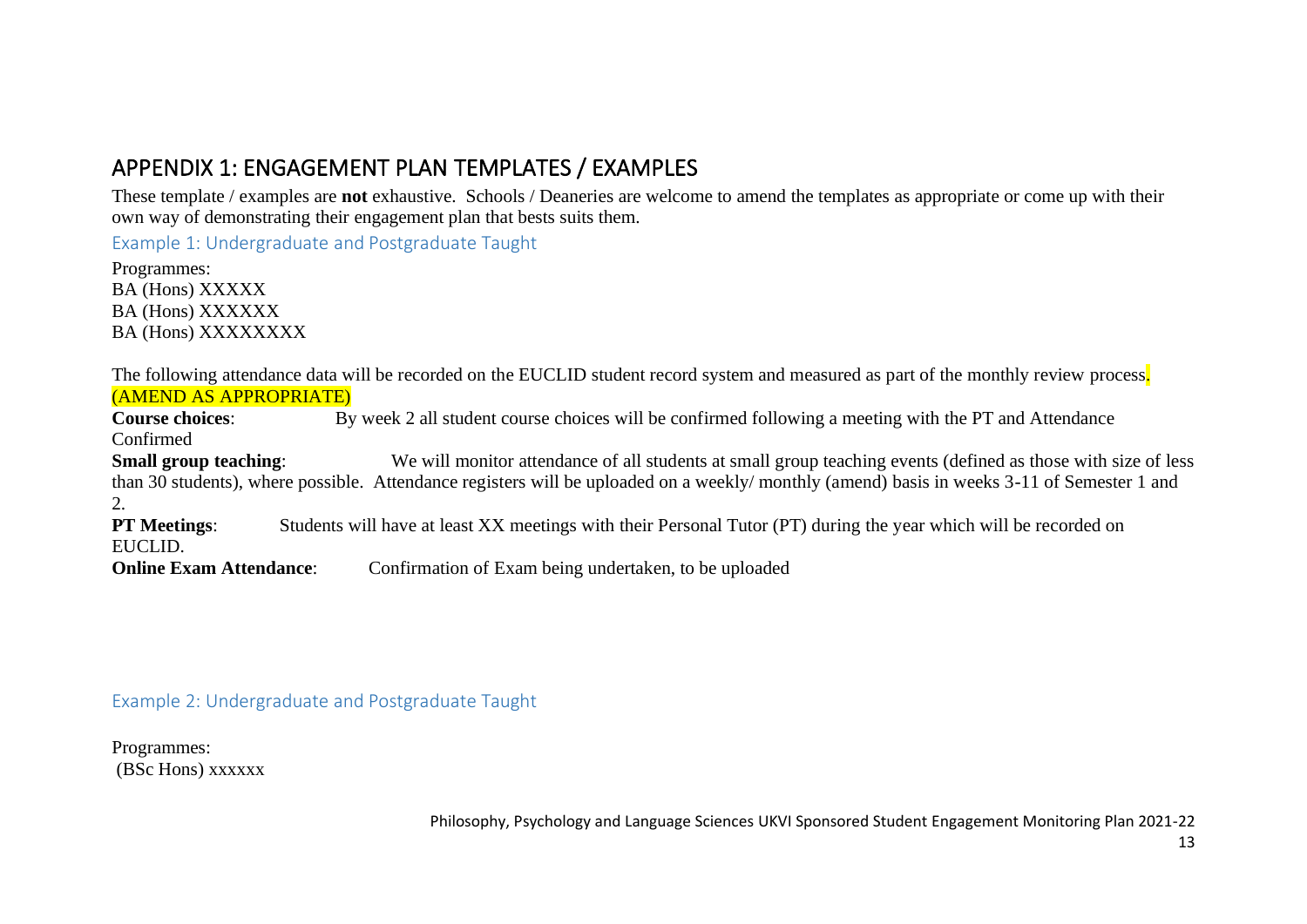# APPENDIX 1: ENGAGEMENT PLAN TEMPLATES / EXAMPLES

These template / examples are **not** exhaustive. Schools / Deaneries are welcome to amend the templates as appropriate or come up with their own way of demonstrating their engagement plan that bests suits them.

## Example 1: Undergraduate and Postgraduate Taught

Programmes:
BA (Hons) XXXXX
BA (Hons) XXXXXX
BA (Hons) XXXXXXXX

The following attendance data will be recorded on the EUCLID student record system and measured as part of the monthly review process. (AMEND AS APPROPRIATE)

**Course choices**: By week 2 all student course choices will be confirmed following a meeting with the PT and Attendance Confirmed

**Small group teaching**: We will monitor attendance of all students at small group teaching events (defined as those with size of less than 30 students), where possible. Attendance registers will be uploaded on a weekly/ monthly (amend) basis in weeks 3-11 of Semester 1 and 2.

**PT Meetings**: Students will have at least XX meetings with their Personal Tutor (PT) during the year which will be recorded on EUCLID.

**Online Exam Attendance**: Confirmation of Exam being undertaken, to be uploaded

## Example 2: Undergraduate and Postgraduate Taught

Programmes:
(BSc Hons) xxxxxx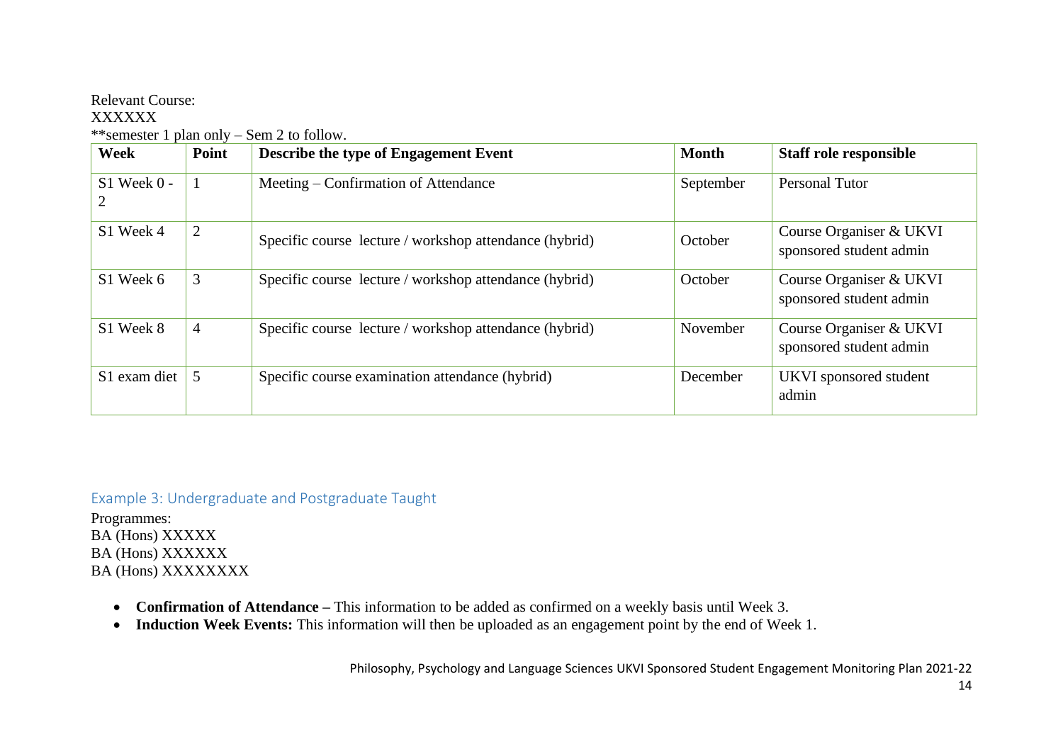Relevant Course:
XXXXXX
**semester 1 plan only – Sem 2 to follow.

| Week | Point | Describe the type of Engagement Event | Month | Staff role responsible |
|---|---|---|---|---|
| S1 Week 0 - 2 | 1 | Meeting – Confirmation of Attendance | September | Personal Tutor |
| S1 Week 4 | 2 | Specific course lecture / workshop attendance (hybrid) | October | Course Organiser & UKVI sponsored student admin |
| S1 Week 6 | 3 | Specific course lecture / workshop attendance (hybrid) | October | Course Organiser & UKVI sponsored student admin |
| S1 Week 8 | 4 | Specific course lecture / workshop attendance (hybrid) | November | Course Organiser & UKVI sponsored student admin |
| S1 exam diet | 5 | Specific course examination attendance (hybrid) | December | UKVI sponsored student admin |

### Example 3: Undergraduate and Postgraduate Taught

Programmes:
BA (Hons) XXXXX
BA (Hons) XXXXXX
BA (Hons) XXXXXXXX

- **Confirmation of Attendance –** This information to be added as confirmed on a weekly basis until Week 3.
- **Induction Week Events:** This information will then be uploaded as an engagement point by the end of Week 1.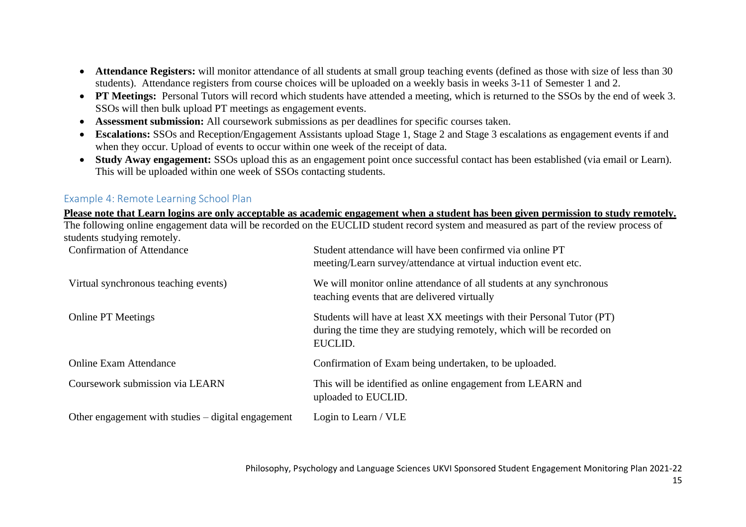- **Attendance Registers:** will monitor attendance of all students at small group teaching events (defined as those with size of less than 30 students). Attendance registers from course choices will be uploaded on a weekly basis in weeks 3-11 of Semester 1 and 2.
- **PT Meetings:** Personal Tutors will record which students have attended a meeting, which is returned to the SSOs by the end of week 3. SSOs will then bulk upload PT meetings as engagement events.
- **Assessment submission:** All coursework submissions as per deadlines for specific courses taken.
- **Escalations:** SSOs and Reception/Engagement Assistants upload Stage 1, Stage 2 and Stage 3 escalations as engagement events if and when they occur. Upload of events to occur within one week of the receipt of data.
- **Study Away engagement:** SSOs upload this as an engagement point once successful contact has been established (via email or Learn). This will be uploaded within one week of SSOs contacting students.

### Example 4: Remote Learning School Plan

**Please note that Learn logins are only acceptable as academic engagement when a student has been given permission to study remotely.**

The following online engagement data will be recorded on the EUCLID student record system and measured as part of the review process of students studying remotely.

| | |
|---|---|
| Confirmation of Attendance | Student attendance will have been confirmed via online PT meeting/Learn survey/attendance at virtual induction event etc. |
| Virtual synchronous teaching events) | We will monitor online attendance of all students at any synchronous teaching events that are delivered virtually |
| Online PT Meetings | Students will have at least XX meetings with their Personal Tutor (PT) during the time they are studying remotely, which will be recorded on EUCLID. |
| Online Exam Attendance | Confirmation of Exam being undertaken, to be uploaded. |
| Coursework submission via LEARN | This will be identified as online engagement from LEARN and uploaded to EUCLID. |
| Other engagement with studies – digital engagement | Login to Learn / VLE |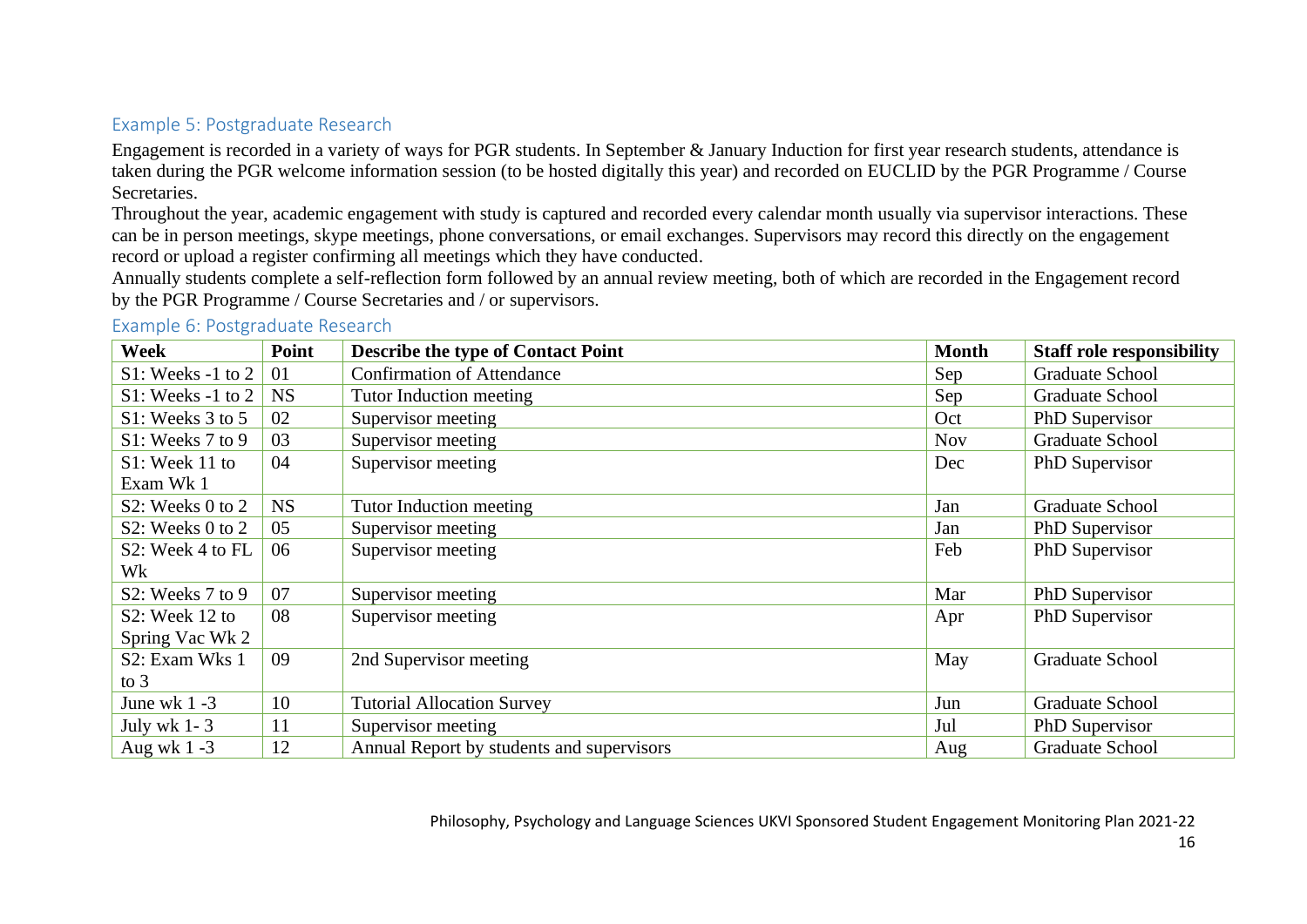### Example 5: Postgraduate Research

Engagement is recorded in a variety of ways for PGR students. In September & January Induction for first year research students, attendance is taken during the PGR welcome information session (to be hosted digitally this year) and recorded on EUCLID by the PGR Programme / Course Secretaries.

Throughout the year, academic engagement with study is captured and recorded every calendar month usually via supervisor interactions. These can be in person meetings, skype meetings, phone conversations, or email exchanges. Supervisors may record this directly on the engagement record or upload a register confirming all meetings which they have conducted.

Annually students complete a self-reflection form followed by an annual review meeting, both of which are recorded in the Engagement record by the PGR Programme / Course Secretaries and / or supervisors.

### Example 6: Postgraduate Research

| Week | Point | Describe the type of Contact Point | Month | Staff role responsibility |
|---|---|---|---|---|
| S1: Weeks -1 to 2 | 01 | Confirmation of Attendance | Sep | Graduate School |
| S1: Weeks -1 to 2 | NS | Tutor Induction meeting | Sep | Graduate School |
| S1: Weeks 3 to 5 | 02 | Supervisor meeting | Oct | PhD Supervisor |
| S1: Weeks 7 to 9 | 03 | Supervisor meeting | Nov | Graduate School |
| S1: Week 11 to Exam Wk 1 | 04 | Supervisor meeting | Dec | PhD Supervisor |
| S2: Weeks 0 to 2 | NS | Tutor Induction meeting | Jan | Graduate School |
| S2: Weeks 0 to 2 | 05 | Supervisor meeting | Jan | PhD Supervisor |
| S2: Week 4 to FL Wk | 06 | Supervisor meeting | Feb | PhD Supervisor |
| S2: Weeks 7 to 9 | 07 | Supervisor meeting | Mar | PhD Supervisor |
| S2: Week 12 to Spring Vac Wk 2 | 08 | Supervisor meeting | Apr | PhD Supervisor |
| S2: Exam Wks 1 to 3 | 09 | 2nd Supervisor meeting | May | Graduate School |
| June wk 1 -3 | 10 | Tutorial Allocation Survey | Jun | Graduate School |
| July wk 1- 3 | 11 | Supervisor meeting | Jul | PhD Supervisor |
| Aug wk 1 -3 | 12 | Annual Report by students and supervisors | Aug | Graduate School |